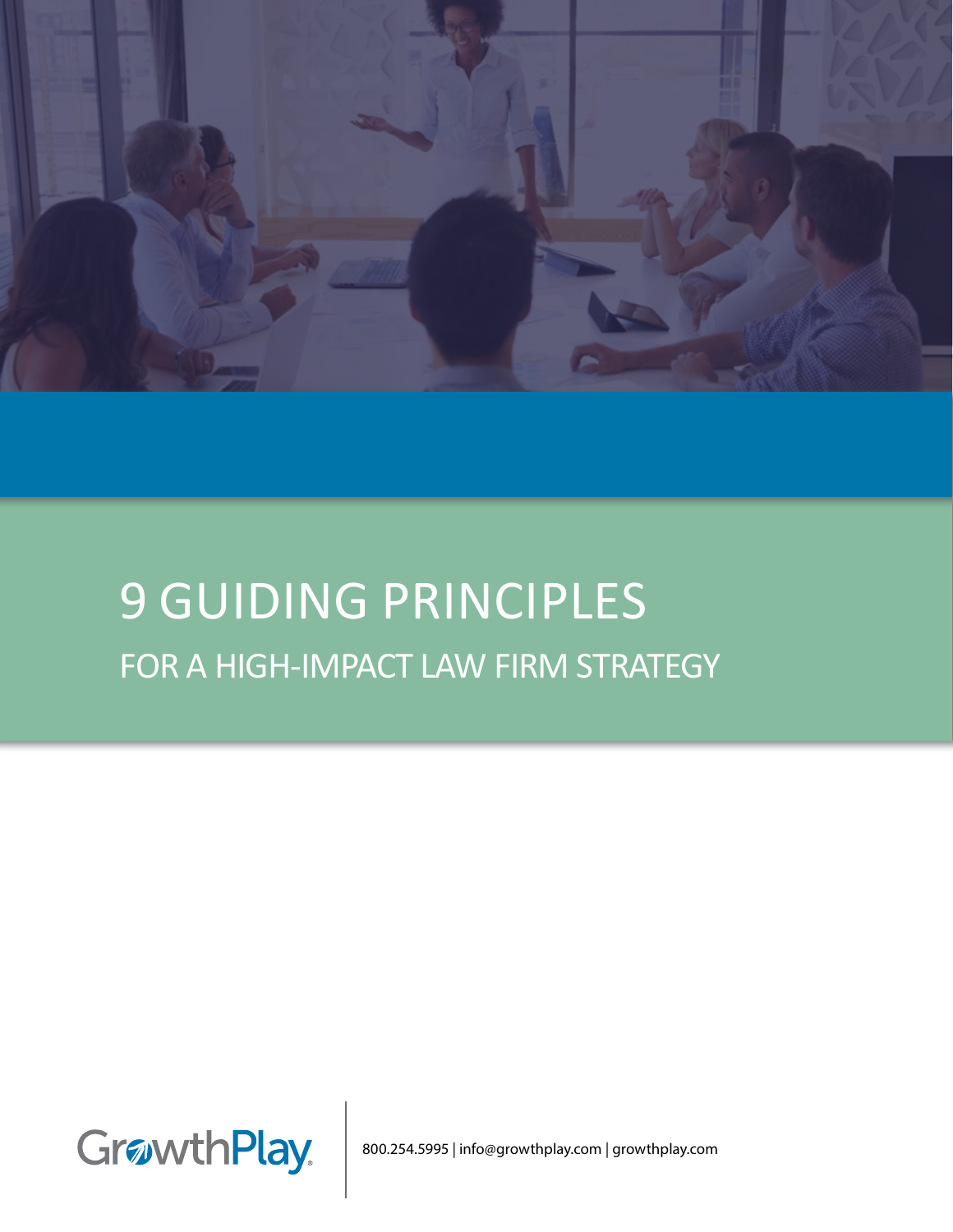# 9 GUIDING PRINCIPLES

## FOR A HIGH-IMPACT LAW FIRM STRATEGY

GrowthPlay

800.254.5995 | info@growthplay.com | growthplay.com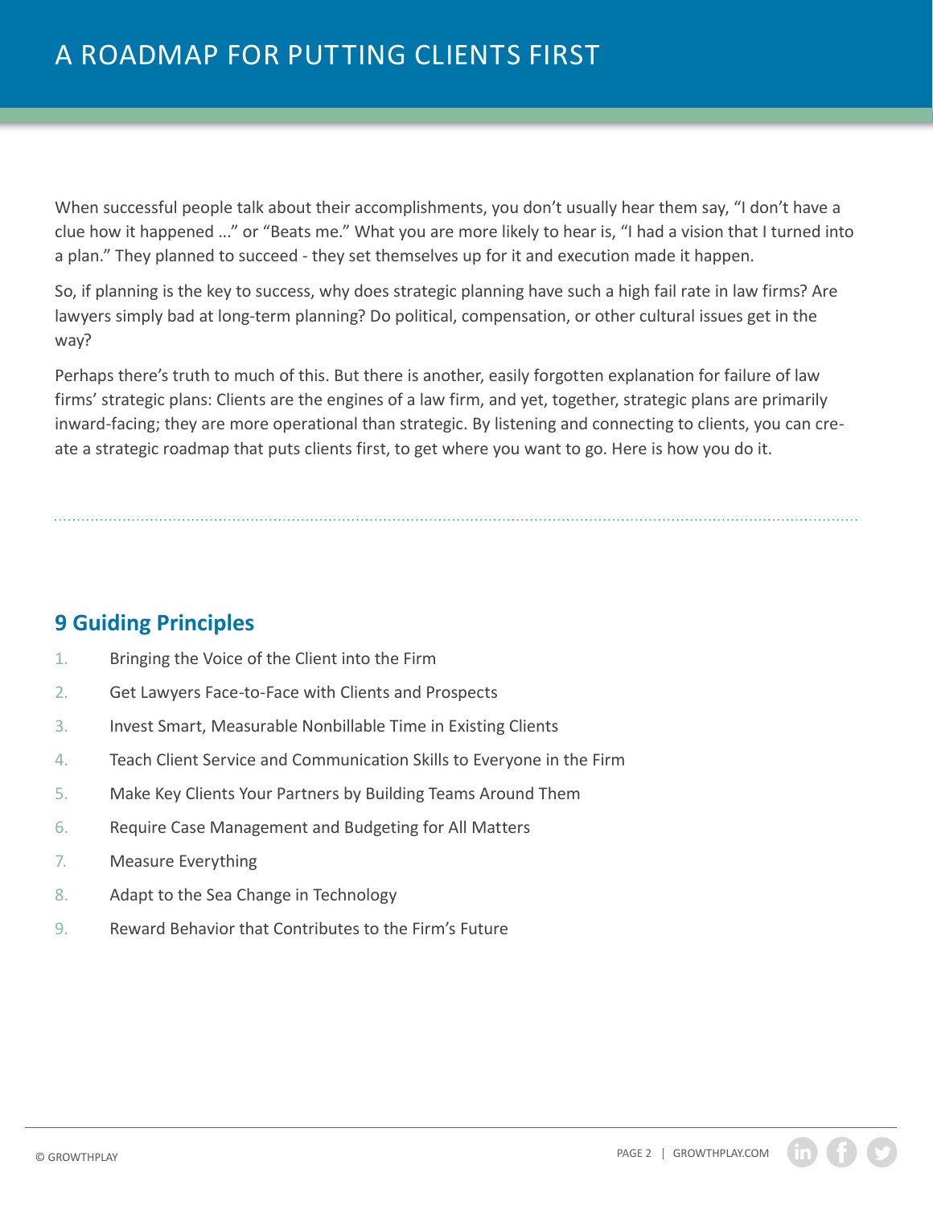# A ROADMAP FOR PUTTING CLIENTS FIRST

When successful people talk about their accomplishments, you don't usually hear them say, "I don't have a clue how it happened ..." or "Beats me." What you are more likely to hear is, "I had a vision that I turned into a plan." They planned to succeed - they set themselves up for it and execution made it happen.

So, if planning is the key to success, why does strategic planning have such a high fail rate in law firms? Are lawyers simply bad at long-term planning? Do political, compensation, or other cultural issues get in the way?

Perhaps there's truth to much of this. But there is another, easily forgotten explanation for failure of law firms' strategic plans: Clients are the engines of a law firm, and yet, together, strategic plans are primarily inward-facing; they are more operational than strategic. By listening and connecting to clients, you can create a strategic roadmap that puts clients first, to get where you want to go. Here is how you do it.

## 9 Guiding Principles

1. Bringing the Voice of the Client into the Firm
2. Get Lawyers Face-to-Face with Clients and Prospects
3. Invest Smart, Measurable Nonbillable Time in Existing Clients
4. Teach Client Service and Communication Skills to Everyone in the Firm
5. Make Key Clients Your Partners by Building Teams Around Them
6. Require Case Management and Budgeting for All Matters
7. Measure Everything
8. Adapt to the Sea Change in Technology
9. Reward Behavior that Contributes to the Firm's Future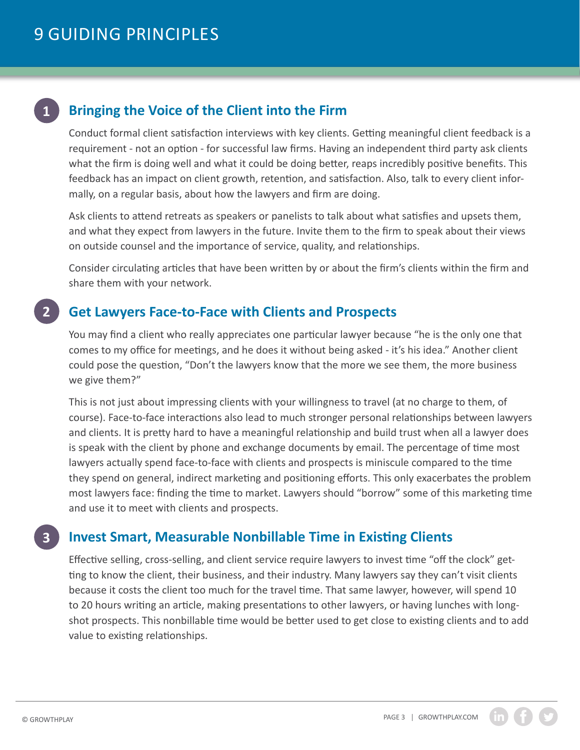# 9 GUIDING PRINCIPLES

## 1 Bringing the Voice of the Client into the Firm

Conduct formal client satisfaction interviews with key clients. Getting meaningful client feedback is a requirement - not an option - for successful law firms. Having an independent third party ask clients what the firm is doing well and what it could be doing better, reaps incredibly positive benefits. This feedback has an impact on client growth, retention, and satisfaction. Also, talk to every client informally, on a regular basis, about how the lawyers and firm are doing.

Ask clients to attend retreats as speakers or panelists to talk about what satisfies and upsets them, and what they expect from lawyers in the future. Invite them to the firm to speak about their views on outside counsel and the importance of service, quality, and relationships.

Consider circulating articles that have been written by or about the firm's clients within the firm and share them with your network.

## 2 Get Lawyers Face-to-Face with Clients and Prospects

You may find a client who really appreciates one particular lawyer because "he is the only one that comes to my office for meetings, and he does it without being asked - it's his idea." Another client could pose the question, "Don't the lawyers know that the more we see them, the more business we give them?"

This is not just about impressing clients with your willingness to travel (at no charge to them, of course). Face-to-face interactions also lead to much stronger personal relationships between lawyers and clients. It is pretty hard to have a meaningful relationship and build trust when all a lawyer does is speak with the client by phone and exchange documents by email. The percentage of time most lawyers actually spend face-to-face with clients and prospects is miniscule compared to the time they spend on general, indirect marketing and positioning efforts. This only exacerbates the problem most lawyers face: finding the time to market. Lawyers should "borrow" some of this marketing time and use it to meet with clients and prospects.

## 3 Invest Smart, Measurable Nonbillable Time in Existing Clients

Effective selling, cross-selling, and client service require lawyers to invest time "off the clock" getting to know the client, their business, and their industry. Many lawyers say they can't visit clients because it costs the client too much for the travel time. That same lawyer, however, will spend 10 to 20 hours writing an article, making presentations to other lawyers, or having lunches with long-shot prospects. This nonbillable time would be better used to get close to existing clients and to add value to existing relationships.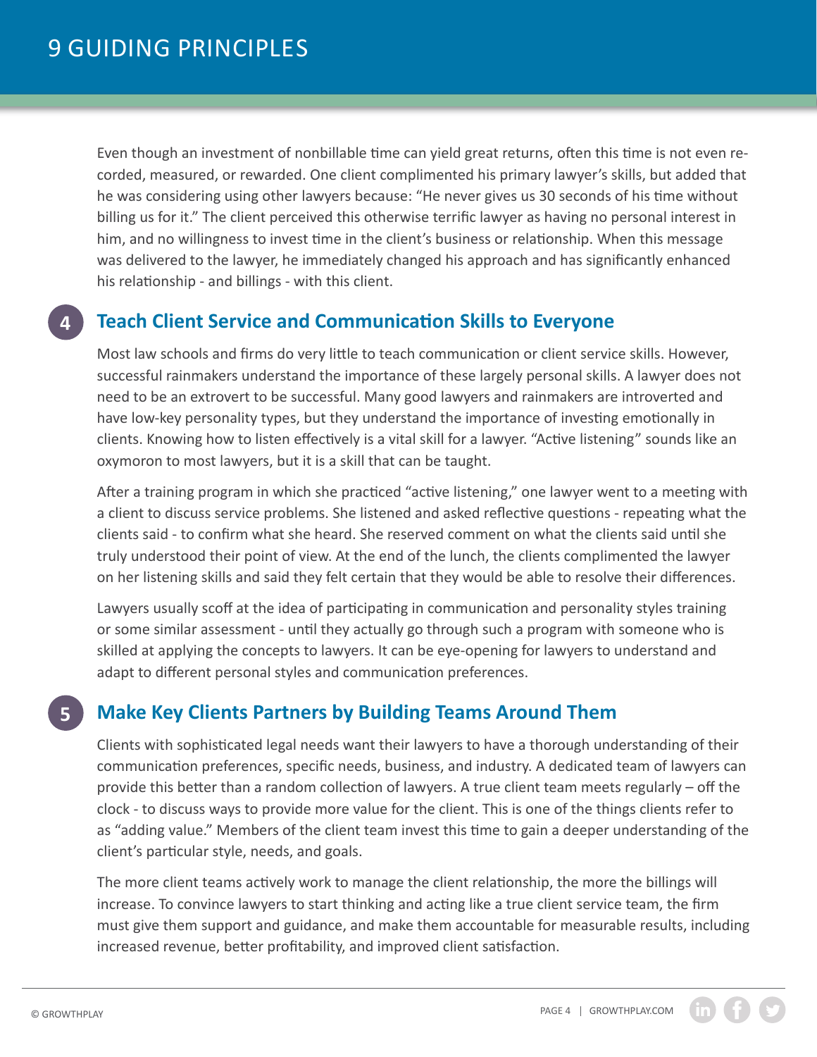Even though an investment of nonbillable time can yield great returns, often this time is not even recorded, measured, or rewarded. One client complimented his primary lawyer's skills, but added that he was considering using other lawyers because: "He never gives us 30 seconds of his time without billing us for it." The client perceived this otherwise terrific lawyer as having no personal interest in him, and no willingness to invest time in the client's business or relationship. When this message was delivered to the lawyer, he immediately changed his approach and has significantly enhanced his relationship - and billings - with this client.

## 4 Teach Client Service and Communication Skills to Everyone

Most law schools and firms do very little to teach communication or client service skills. However, successful rainmakers understand the importance of these largely personal skills. A lawyer does not need to be an extrovert to be successful. Many good lawyers and rainmakers are introverted and have low-key personality types, but they understand the importance of investing emotionally in clients. Knowing how to listen effectively is a vital skill for a lawyer. "Active listening" sounds like an oxymoron to most lawyers, but it is a skill that can be taught.

After a training program in which she practiced "active listening," one lawyer went to a meeting with a client to discuss service problems. She listened and asked reflective questions - repeating what the clients said - to confirm what she heard. She reserved comment on what the clients said until she truly understood their point of view. At the end of the lunch, the clients complimented the lawyer on her listening skills and said they felt certain that they would be able to resolve their differences.

Lawyers usually scoff at the idea of participating in communication and personality styles training or some similar assessment - until they actually go through such a program with someone who is skilled at applying the concepts to lawyers. It can be eye-opening for lawyers to understand and adapt to different personal styles and communication preferences.

## 5 Make Key Clients Partners by Building Teams Around Them

Clients with sophisticated legal needs want their lawyers to have a thorough understanding of their communication preferences, specific needs, business, and industry. A dedicated team of lawyers can provide this better than a random collection of lawyers. A true client team meets regularly – off the clock - to discuss ways to provide more value for the client. This is one of the things clients refer to as "adding value." Members of the client team invest this time to gain a deeper understanding of the client's particular style, needs, and goals.

The more client teams actively work to manage the client relationship, the more the billings will increase. To convince lawyers to start thinking and acting like a true client service team, the firm must give them support and guidance, and make them accountable for measurable results, including increased revenue, better profitability, and improved client satisfaction.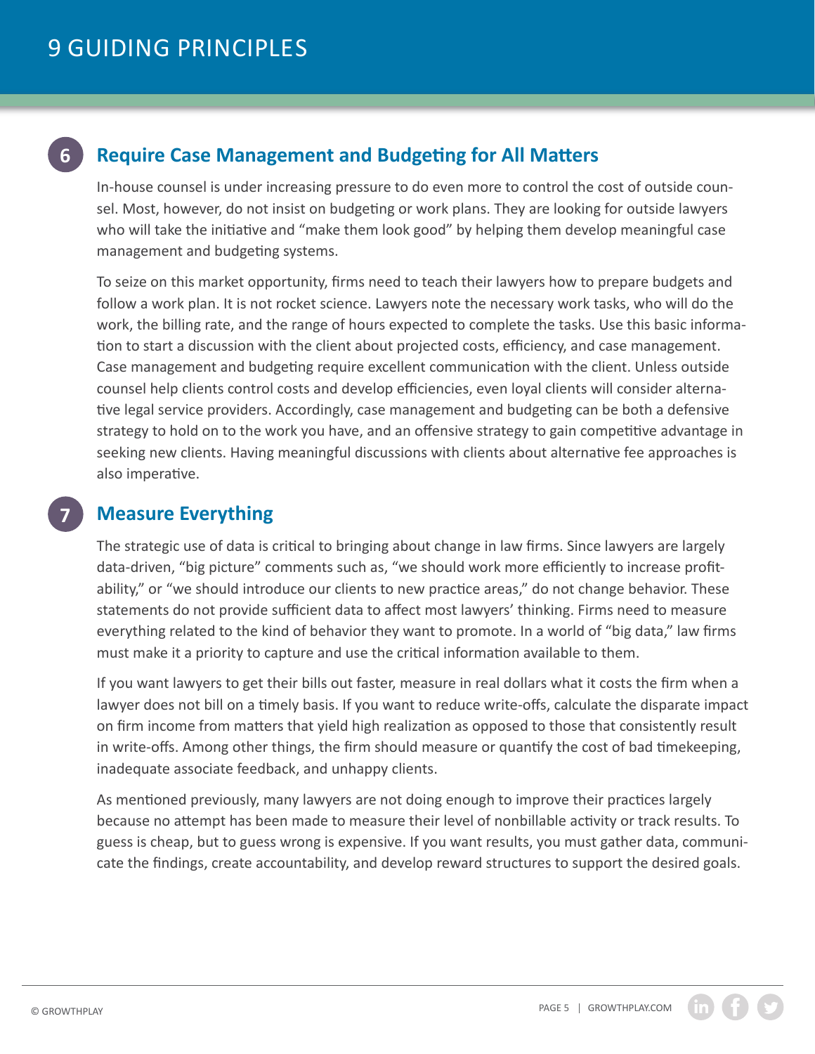# 9 GUIDING PRINCIPLES

## 6 Require Case Management and Budgeting for All Matters

In-house counsel is under increasing pressure to do even more to control the cost of outside counsel. Most, however, do not insist on budgeting or work plans. They are looking for outside lawyers who will take the initiative and "make them look good" by helping them develop meaningful case management and budgeting systems.

To seize on this market opportunity, firms need to teach their lawyers how to prepare budgets and follow a work plan. It is not rocket science. Lawyers note the necessary work tasks, who will do the work, the billing rate, and the range of hours expected to complete the tasks. Use this basic information to start a discussion with the client about projected costs, efficiency, and case management. Case management and budgeting require excellent communication with the client. Unless outside counsel help clients control costs and develop efficiencies, even loyal clients will consider alternative legal service providers. Accordingly, case management and budgeting can be both a defensive strategy to hold on to the work you have, and an offensive strategy to gain competitive advantage in seeking new clients. Having meaningful discussions with clients about alternative fee approaches is also imperative.

## 7 Measure Everything

The strategic use of data is critical to bringing about change in law firms. Since lawyers are largely data-driven, "big picture" comments such as, "we should work more efficiently to increase profitability," or "we should introduce our clients to new practice areas," do not change behavior. These statements do not provide sufficient data to affect most lawyers' thinking. Firms need to measure everything related to the kind of behavior they want to promote. In a world of "big data," law firms must make it a priority to capture and use the critical information available to them.

If you want lawyers to get their bills out faster, measure in real dollars what it costs the firm when a lawyer does not bill on a timely basis. If you want to reduce write-offs, calculate the disparate impact on firm income from matters that yield high realization as opposed to those that consistently result in write-offs. Among other things, the firm should measure or quantify the cost of bad timekeeping, inadequate associate feedback, and unhappy clients.

As mentioned previously, many lawyers are not doing enough to improve their practices largely because no attempt has been made to measure their level of nonbillable activity or track results. To guess is cheap, but to guess wrong is expensive. If you want results, you must gather data, communicate the findings, create accountability, and develop reward structures to support the desired goals.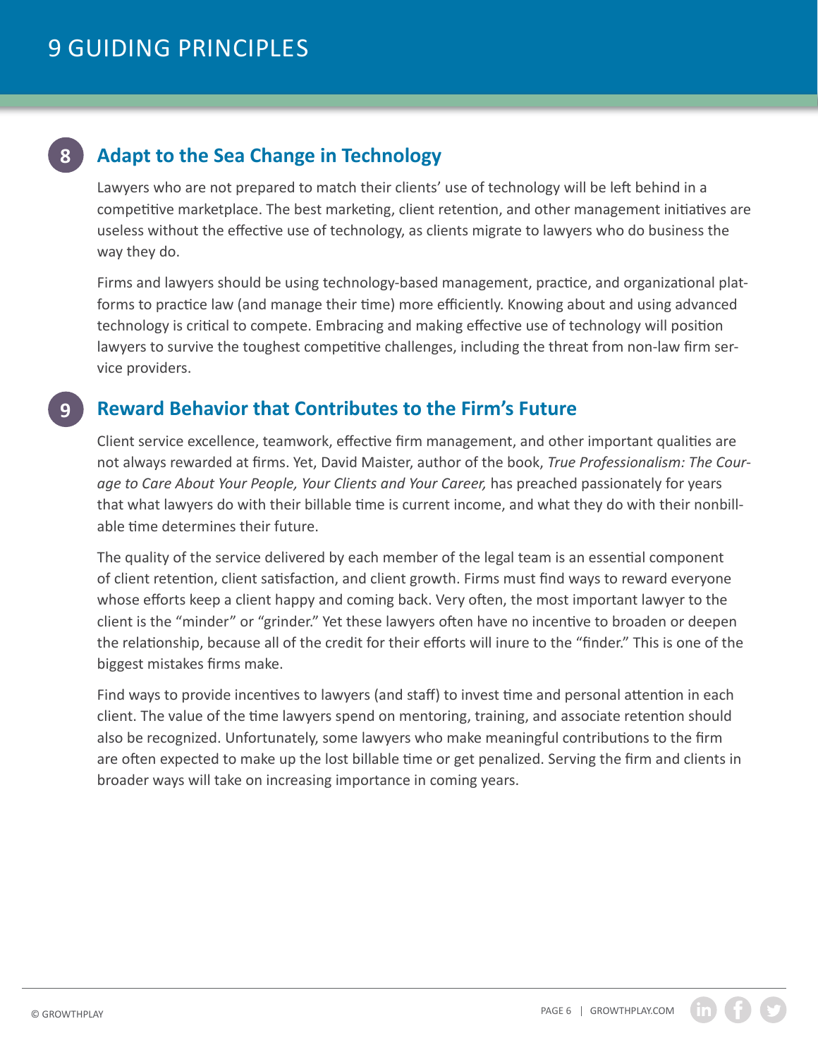# 9 GUIDING PRINCIPLES

## 8 Adapt to the Sea Change in Technology

Lawyers who are not prepared to match their clients' use of technology will be left behind in a competitive marketplace. The best marketing, client retention, and other management initiatives are useless without the effective use of technology, as clients migrate to lawyers who do business the way they do.

Firms and lawyers should be using technology-based management, practice, and organizational platforms to practice law (and manage their time) more efficiently. Knowing about and using advanced technology is critical to compete. Embracing and making effective use of technology will position lawyers to survive the toughest competitive challenges, including the threat from non-law firm service providers.

## 9 Reward Behavior that Contributes to the Firm's Future

Client service excellence, teamwork, effective firm management, and other important qualities are not always rewarded at firms. Yet, David Maister, author of the book, *True Professionalism: The Courage to Care About Your People, Your Clients and Your Career,* has preached passionately for years that what lawyers do with their billable time is current income, and what they do with their nonbillable time determines their future.

The quality of the service delivered by each member of the legal team is an essential component of client retention, client satisfaction, and client growth. Firms must find ways to reward everyone whose efforts keep a client happy and coming back. Very often, the most important lawyer to the client is the "minder" or "grinder." Yet these lawyers often have no incentive to broaden or deepen the relationship, because all of the credit for their efforts will inure to the "finder." This is one of the biggest mistakes firms make.

Find ways to provide incentives to lawyers (and staff) to invest time and personal attention in each client. The value of the time lawyers spend on mentoring, training, and associate retention should also be recognized. Unfortunately, some lawyers who make meaningful contributions to the firm are often expected to make up the lost billable time or get penalized. Serving the firm and clients in broader ways will take on increasing importance in coming years.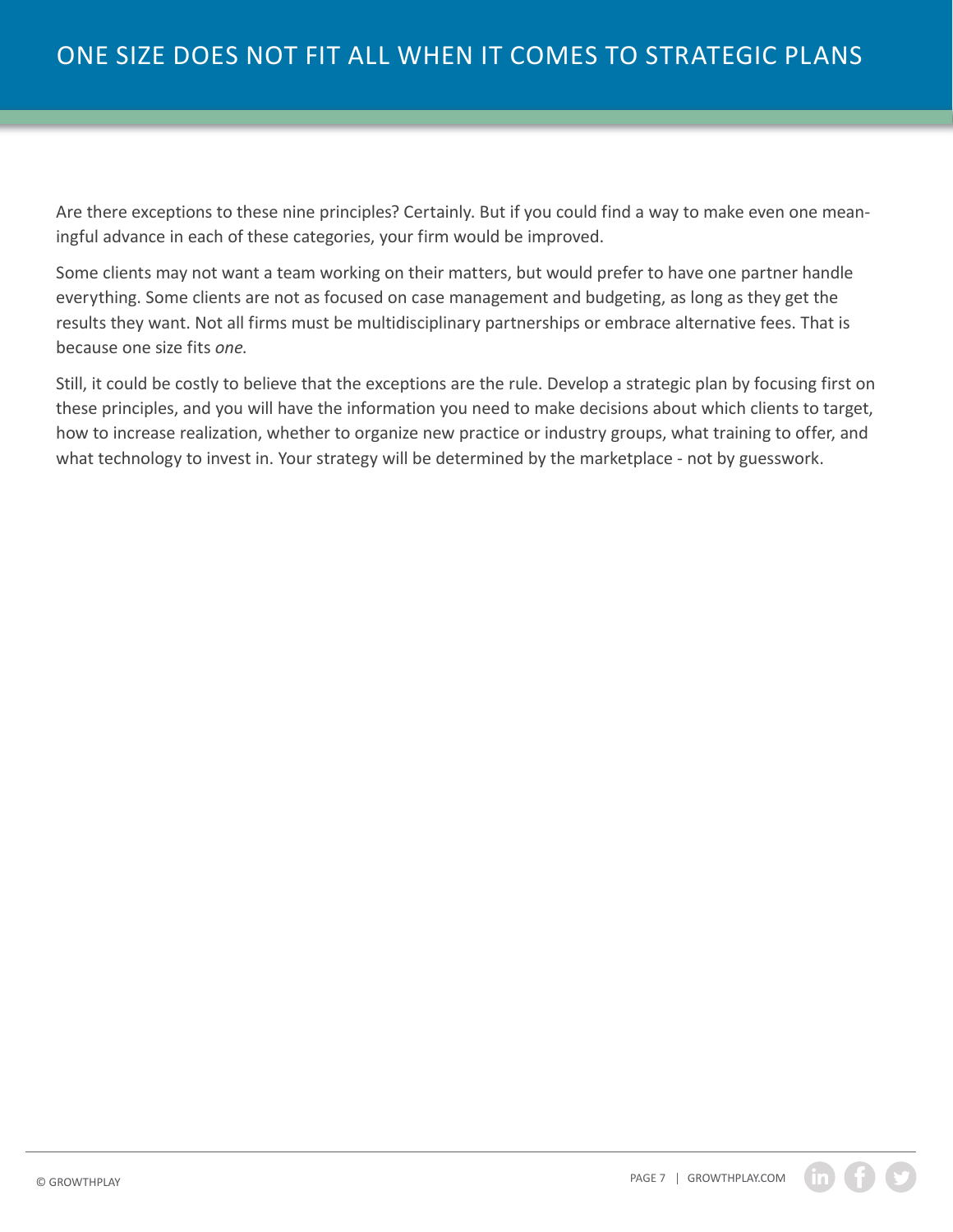# ONE SIZE DOES NOT FIT ALL WHEN IT COMES TO STRATEGIC PLANS

Are there exceptions to these nine principles? Certainly. But if you could find a way to make even one meaningful advance in each of these categories, your firm would be improved.

Some clients may not want a team working on their matters, but would prefer to have one partner handle everything. Some clients are not as focused on case management and budgeting, as long as they get the results they want. Not all firms must be multidisciplinary partnerships or embrace alternative fees. That is because one size fits *one*.

Still, it could be costly to believe that the exceptions are the rule. Develop a strategic plan by focusing first on these principles, and you will have the information you need to make decisions about which clients to target, how to increase realization, whether to organize new practice or industry groups, what training to offer, and what technology to invest in. Your strategy will be determined by the marketplace - not by guesswork.